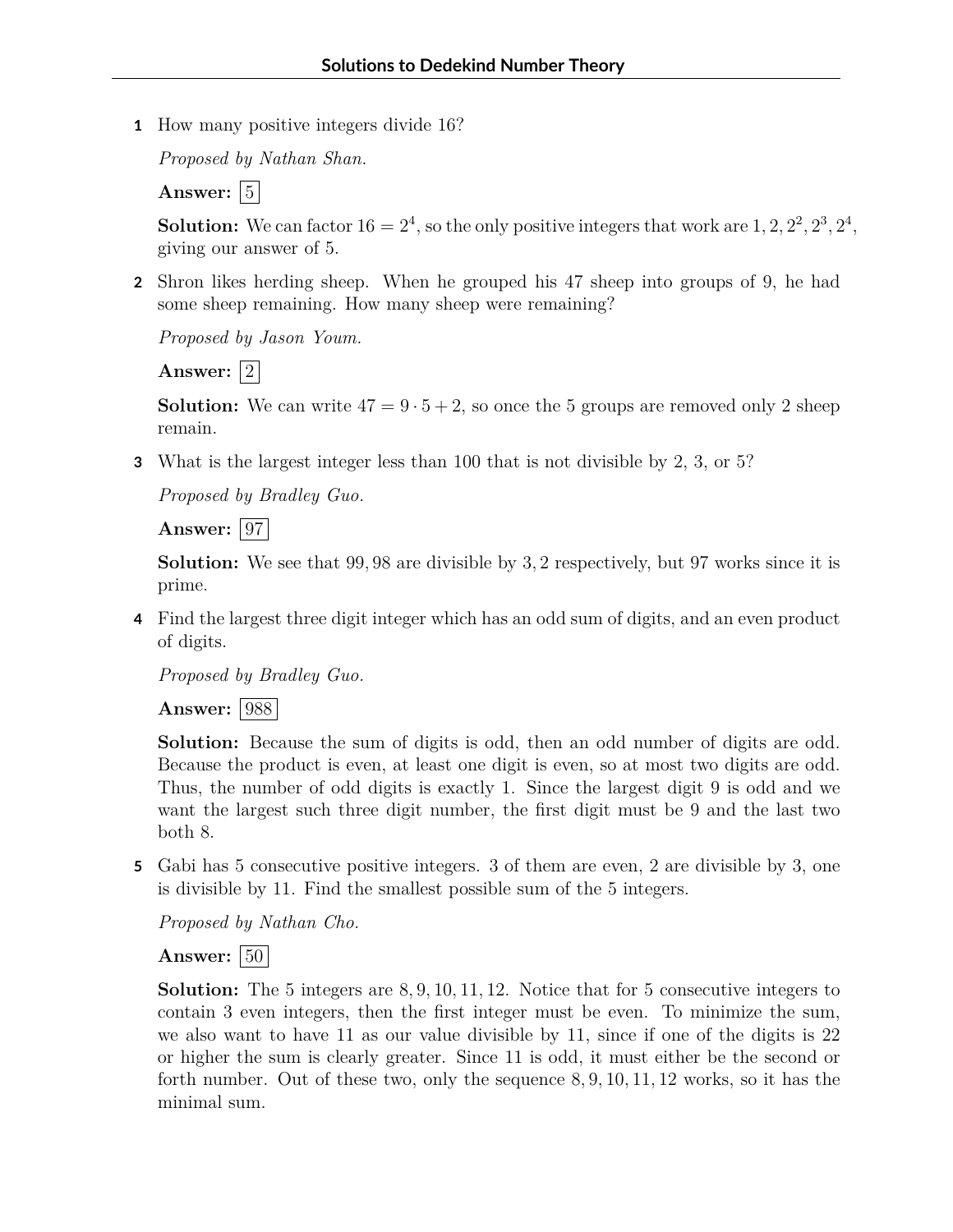# Solutions to Dedekind Number Theory

**1** How many positive integers divide 16?

*Proposed by Nathan Shan.*

**Answer:** $\boxed{5}$

**Solution:** We can factor $16 = 2^4$, so the only positive integers that work are $1, 2, 2^2, 2^3, 2^4$, giving our answer of 5.

**2** Shron likes herding sheep. When he grouped his 47 sheep into groups of 9, he had some sheep remaining. How many sheep were remaining?

*Proposed by Jason Youm.*

**Answer:** $\boxed{2}$

**Solution:** We can write $47 = 9 \cdot 5 + 2$, so once the 5 groups are removed only 2 sheep remain.

**3** What is the largest integer less than 100 that is not divisible by 2, 3, or 5?

*Proposed by Bradley Guo.*

**Answer:** $\boxed{97}$

**Solution:** We see that $99, 98$ are divisible by $3, 2$ respectively, but 97 works since it is prime.

**4** Find the largest three digit integer which has an odd sum of digits, and an even product of digits.

*Proposed by Bradley Guo.*

**Answer:** $\boxed{988}$

**Solution:** Because the sum of digits is odd, then an odd number of digits are odd. Because the product is even, at least one digit is even, so at most two digits are odd. Thus, the number of odd digits is exactly 1. Since the largest digit 9 is odd and we want the largest such three digit number, the first digit must be 9 and the last two both 8.

**5** Gabi has 5 consecutive positive integers. 3 of them are even, 2 are divisible by 3, one is divisible by 11. Find the smallest possible sum of the 5 integers.

*Proposed by Nathan Cho.*

**Answer:** $\boxed{50}$

**Solution:** The 5 integers are $8, 9, 10, 11, 12$. Notice that for 5 consecutive integers to contain 3 even integers, then the first integer must be even. To minimize the sum, we also want to have 11 as our value divisible by 11, since if one of the digits is 22 or higher the sum is clearly greater. Since 11 is odd, it must either be the second or forth number. Out of these two, only the sequence $8, 9, 10, 11, 12$ works, so it has the minimal sum.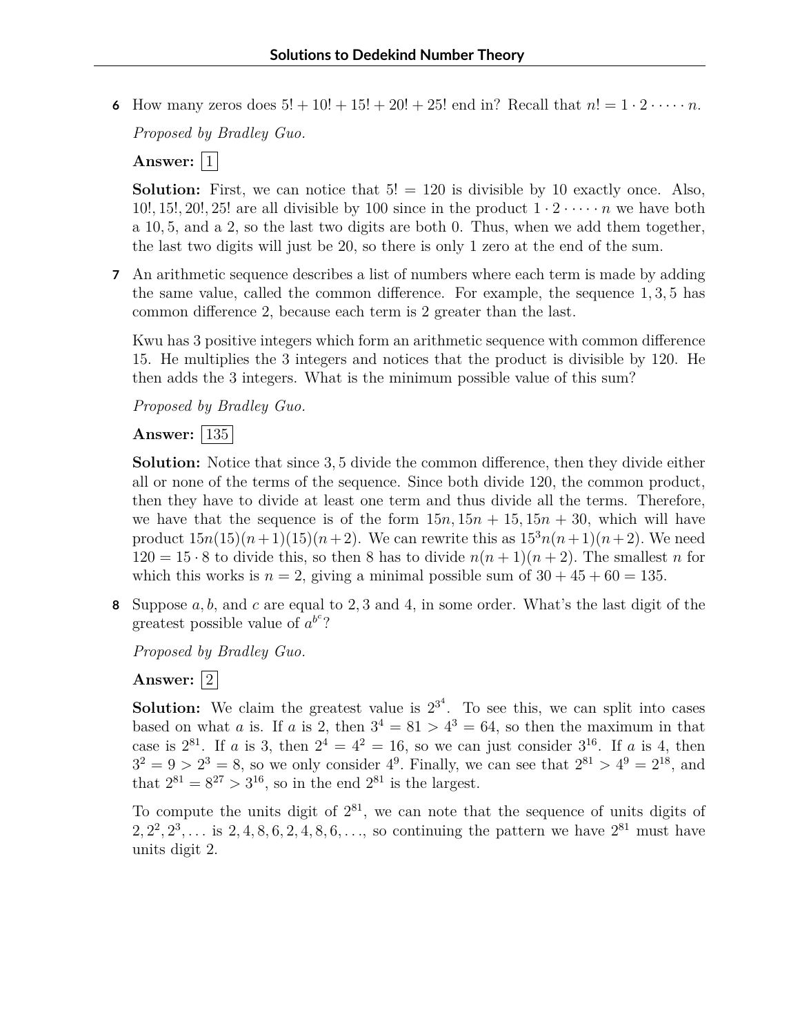**6** How many zeros does $5! + 10! + 15! + 20! + 25!$ end in? Recall that $n! = 1 \cdot 2 \cdot \dots \cdot n$.

*Proposed by Bradley Guo.*

**Answer:** $\boxed{1}$

**Solution:** First, we can notice that $5! = 120$ is divisible by 10 exactly once. Also, $10!, 15!, 20!, 25!$ are all divisible by 100 since in the product $1 \cdot 2 \cdot \dots \cdot n$ we have both a $10, 5$, and a $2$, so the last two digits are both 0. Thus, when we add them together, the last two digits will just be 20, so there is only 1 zero at the end of the sum.

**7** An arithmetic sequence describes a list of numbers where each term is made by adding the same value, called the common difference. For example, the sequence $1, 3, 5$ has common difference 2, because each term is 2 greater than the last.

Kwu has 3 positive integers which form an arithmetic sequence with common difference 15. He multiplies the 3 integers and notices that the product is divisible by 120. He then adds the 3 integers. What is the minimum possible value of this sum?

*Proposed by Bradley Guo.*

**Answer:** $\boxed{135}$

**Solution:** Notice that since $3, 5$ divide the common difference, then they divide either all or none of the terms of the sequence. Since both divide 120, the common product, then they have to divide at least one term and thus divide all the terms. Therefore, we have that the sequence is of the form $15n, 15n + 15, 15n + 30$, which will have product $15n(15)(n+1)(15)(n+2)$. We can rewrite this as $15^3 n(n+1)(n+2)$. We need $120 = 15 \cdot 8$ to divide this, so then 8 has to divide $n(n+1)(n+2)$. The smallest $n$ for which this works is $n = 2$, giving a minimal possible sum of $30 + 45 + 60 = 135$.

**8** Suppose $a, b$, and $c$ are equal to 2, 3 and 4, in some order. What's the last digit of the greatest possible value of $a^{b^c}$?

*Proposed by Bradley Guo.*

**Answer:** $\boxed{2}$

**Solution:** We claim the greatest value is $2^{3^4}$. To see this, we can split into cases based on what $a$ is. If $a$ is 2, then $3^4 = 81 > 4^3 = 64$, so then the maximum in that case is $2^{81}$. If $a$ is 3, then $2^4 = 4^2 = 16$, so we can just consider $3^{16}$. If $a$ is 4, then $3^2 = 9 > 2^3 = 8$, so we only consider $4^9$. Finally, we can see that $2^{81} > 4^9 = 2^{18}$, and that $2^{81} = 8^{27} > 3^{16}$, so in the end $2^{81}$ is the largest.

To compute the units digit of $2^{81}$, we can note that the sequence of units digits of $2, 2^2, 2^3, \dots$ is $2, 4, 8, 6, 2, 4, 8, 6, \dots$, so continuing the pattern we have $2^{81}$ must have units digit 2.